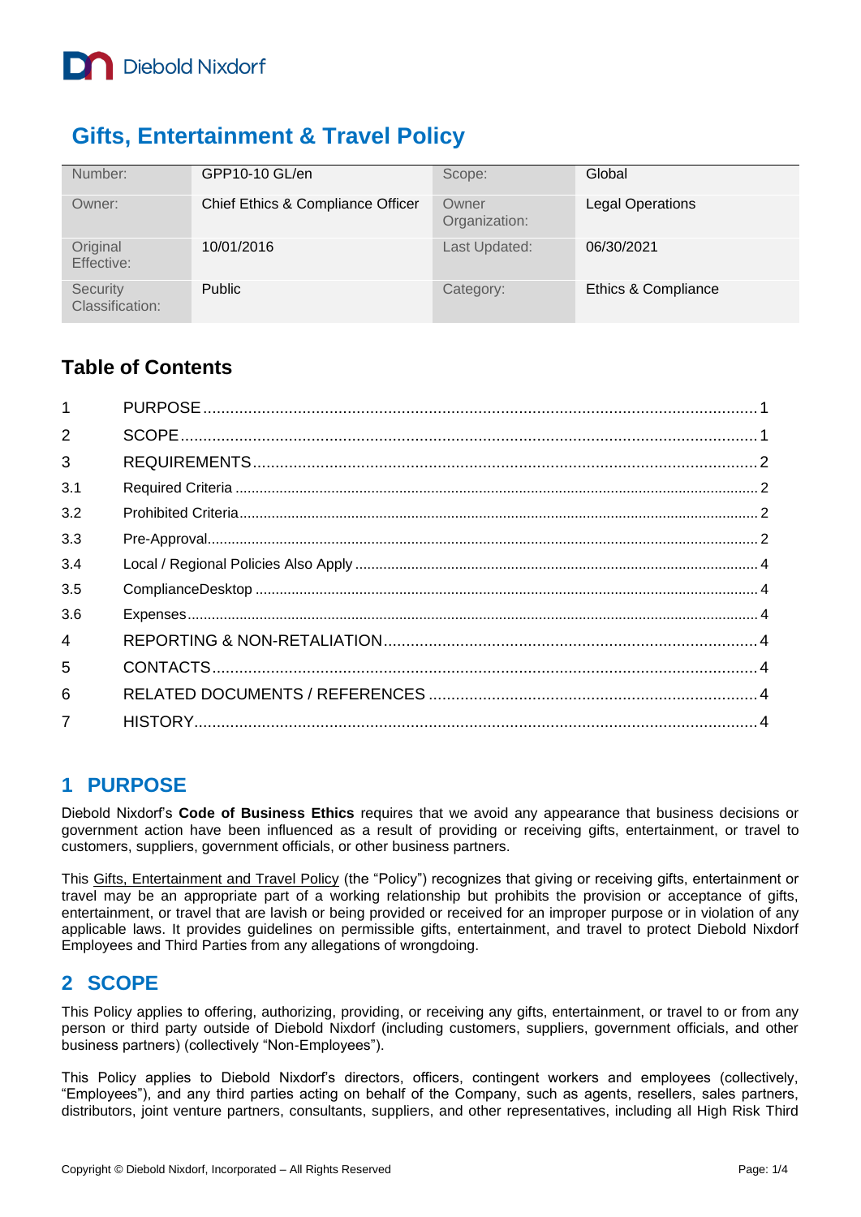Diebold Nixdorf

# Gifts, Entertainment & Travel Policy

| Number: | GPP10-10 GL/en | Scope: | Global |
|---|---|---|---|
| Owner: | Chief Ethics & Compliance Officer | Owner Organization: | Legal Operations |
| Original Effective: | 10/01/2016 | Last Updated: | 06/30/2021 |
| Security Classification: | Public | Category: | Ethics & Compliance |

## Table of Contents

| | | |
|---|---|---|
| 1 | PURPOSE | 1 |
| 2 | SCOPE | 1 |
| 3 | REQUIREMENTS | 2 |
| 3.1 | Required Criteria | 2 |
| 3.2 | Prohibited Criteria | 2 |
| 3.3 | Pre-Approval | 2 |
| 3.4 | Local / Regional Policies Also Apply | 4 |
| 3.5 | ComplianceDesktop | 4 |
| 3.6 | Expenses | 4 |
| 4 | REPORTING & NON-RETALIATION | 4 |
| 5 | CONTACTS | 4 |
| 6 | RELATED DOCUMENTS / REFERENCES | 4 |
| 7 | HISTORY | 4 |

## 1 PURPOSE

Diebold Nixdorf's **Code of Business Ethics** requires that we avoid any appearance that business decisions or government action have been influenced as a result of providing or receiving gifts, entertainment, or travel to customers, suppliers, government officials, or other business partners.

This Gifts, Entertainment and Travel Policy (the "Policy") recognizes that giving or receiving gifts, entertainment or travel may be an appropriate part of a working relationship but prohibits the provision or acceptance of gifts, entertainment, or travel that are lavish or being provided or received for an improper purpose or in violation of any applicable laws. It provides guidelines on permissible gifts, entertainment, and travel to protect Diebold Nixdorf Employees and Third Parties from any allegations of wrongdoing.

## 2 SCOPE

This Policy applies to offering, authorizing, providing, or receiving any gifts, entertainment, or travel to or from any person or third party outside of Diebold Nixdorf (including customers, suppliers, government officials, and other business partners) (collectively "Non-Employees").

This Policy applies to Diebold Nixdorf's directors, officers, contingent workers and employees (collectively, "Employees"), and any third parties acting on behalf of the Company, such as agents, resellers, sales partners, distributors, joint venture partners, consultants, suppliers, and other representatives, including all High Risk Third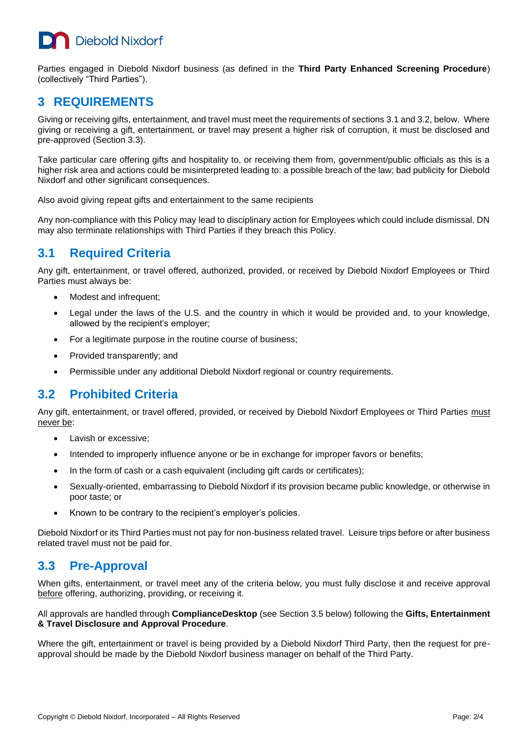Parties engaged in Diebold Nixdorf business (as defined in the **Third Party Enhanced Screening Procedure**) (collectively "Third Parties").

# 3 REQUIREMENTS

Giving or receiving gifts, entertainment, and travel must meet the requirements of sections 3.1 and 3.2, below. Where giving or receiving a gift, entertainment, or travel may present a higher risk of corruption, it must be disclosed and pre-approved (Section 3.3).

Take particular care offering gifts and hospitality to, or receiving them from, government/public officials as this is a higher risk area and actions could be misinterpreted leading to: a possible breach of the law; bad publicity for Diebold Nixdorf and other significant consequences.

Also avoid giving repeat gifts and entertainment to the same recipients

Any non-compliance with this Policy may lead to disciplinary action for Employees which could include dismissal. DN may also terminate relationships with Third Parties if they breach this Policy.

## 3.1 Required Criteria

Any gift, entertainment, or travel offered, authorized, provided, or received by Diebold Nixdorf Employees or Third Parties must always be:

- Modest and infrequent;
- Legal under the laws of the U.S. and the country in which it would be provided and, to your knowledge, allowed by the recipient's employer;
- For a legitimate purpose in the routine course of business;
- Provided transparently; and
- Permissible under any additional Diebold Nixdorf regional or country requirements.

## 3.2 Prohibited Criteria

Any gift, entertainment, or travel offered, provided, or received by Diebold Nixdorf Employees or Third Parties <u>must never be</u>:

- Lavish or excessive;
- Intended to improperly influence anyone or be in exchange for improper favors or benefits;
- In the form of cash or a cash equivalent (including gift cards or certificates);
- Sexually-oriented, embarrassing to Diebold Nixdorf if its provision became public knowledge, or otherwise in poor taste; or
- Known to be contrary to the recipient's employer's policies.

Diebold Nixdorf or its Third Parties must not pay for non-business related travel. Leisure trips before or after business related travel must not be paid for.

## 3.3 Pre-Approval

When gifts, entertainment, or travel meet any of the criteria below, you must fully disclose it and receive approval <u>before</u> offering, authorizing, providing, or receiving it.

All approvals are handled through **ComplianceDesktop** (see Section 3.5 below) following the **Gifts, Entertainment & Travel Disclosure and Approval Procedure**.

Where the gift, entertainment or travel is being provided by a Diebold Nixdorf Third Party, then the request for pre-approval should be made by the Diebold Nixdorf business manager on behalf of the Third Party.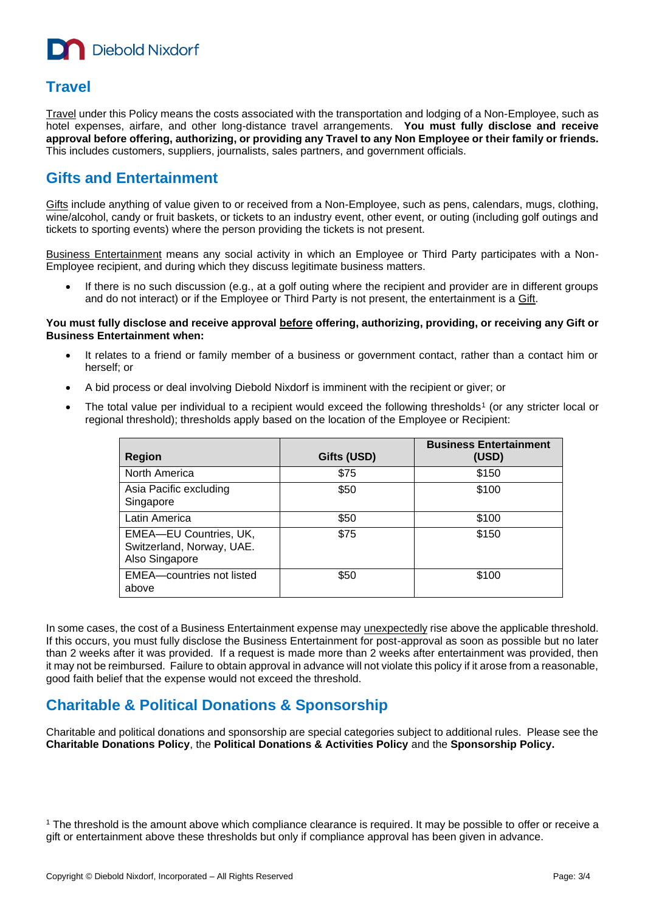## Travel

Travel under this Policy means the costs associated with the transportation and lodging of a Non-Employee, such as hotel expenses, airfare, and other long-distance travel arrangements. **You must fully disclose and receive approval before offering, authorizing, or providing any Travel to any Non Employee or their family or friends.** This includes customers, suppliers, journalists, sales partners, and government officials.

## Gifts and Entertainment

Gifts include anything of value given to or received from a Non-Employee, such as pens, calendars, mugs, clothing, wine/alcohol, candy or fruit baskets, or tickets to an industry event, other event, or outing (including golf outings and tickets to sporting events) where the person providing the tickets is not present.

Business Entertainment means any social activity in which an Employee or Third Party participates with a Non-Employee recipient, and during which they discuss legitimate business matters.

- If there is no such discussion (e.g., at a golf outing where the recipient and provider are in different groups and do not interact) or if the Employee or Third Party is not present, the entertainment is a Gift.

**You must fully disclose and receive approval before offering, authorizing, providing, or receiving any Gift or Business Entertainment when:**

- It relates to a friend or family member of a business or government contact, rather than a contact him or herself; or
- A bid process or deal involving Diebold Nixdorf is imminent with the recipient or giver; or
- The total value per individual to a recipient would exceed the following thresholds[1] (or any stricter local or regional threshold); thresholds apply based on the location of the Employee or Recipient:

| Region | Gifts (USD) | Business Entertainment (USD) |
|---|---|---|
| North America | $75 | $150 |
| Asia Pacific excluding Singapore | $50 | $100 |
| Latin America | $50 | $100 |
| EMEA—EU Countries, UK, Switzerland, Norway, UAE. Also Singapore | $75 | $150 |
| EMEA—countries not listed above | $50 | $100 |

In some cases, the cost of a Business Entertainment expense may unexpectedly rise above the applicable threshold. If this occurs, you must fully disclose the Business Entertainment for post-approval as soon as possible but no later than 2 weeks after it was provided. If a request is made more than 2 weeks after entertainment was provided, then it may not be reimbursed. Failure to obtain approval in advance will not violate this policy if it arose from a reasonable, good faith belief that the expense would not exceed the threshold.

## Charitable & Political Donations & Sponsorship

Charitable and political donations and sponsorship are special categories subject to additional rules. Please see the **Charitable Donations Policy**, the **Political Donations & Activities Policy** and the **Sponsorship Policy.**

[1] The threshold is the amount above which compliance clearance is required. It may be possible to offer or receive a gift or entertainment above these thresholds but only if compliance approval has been given in advance.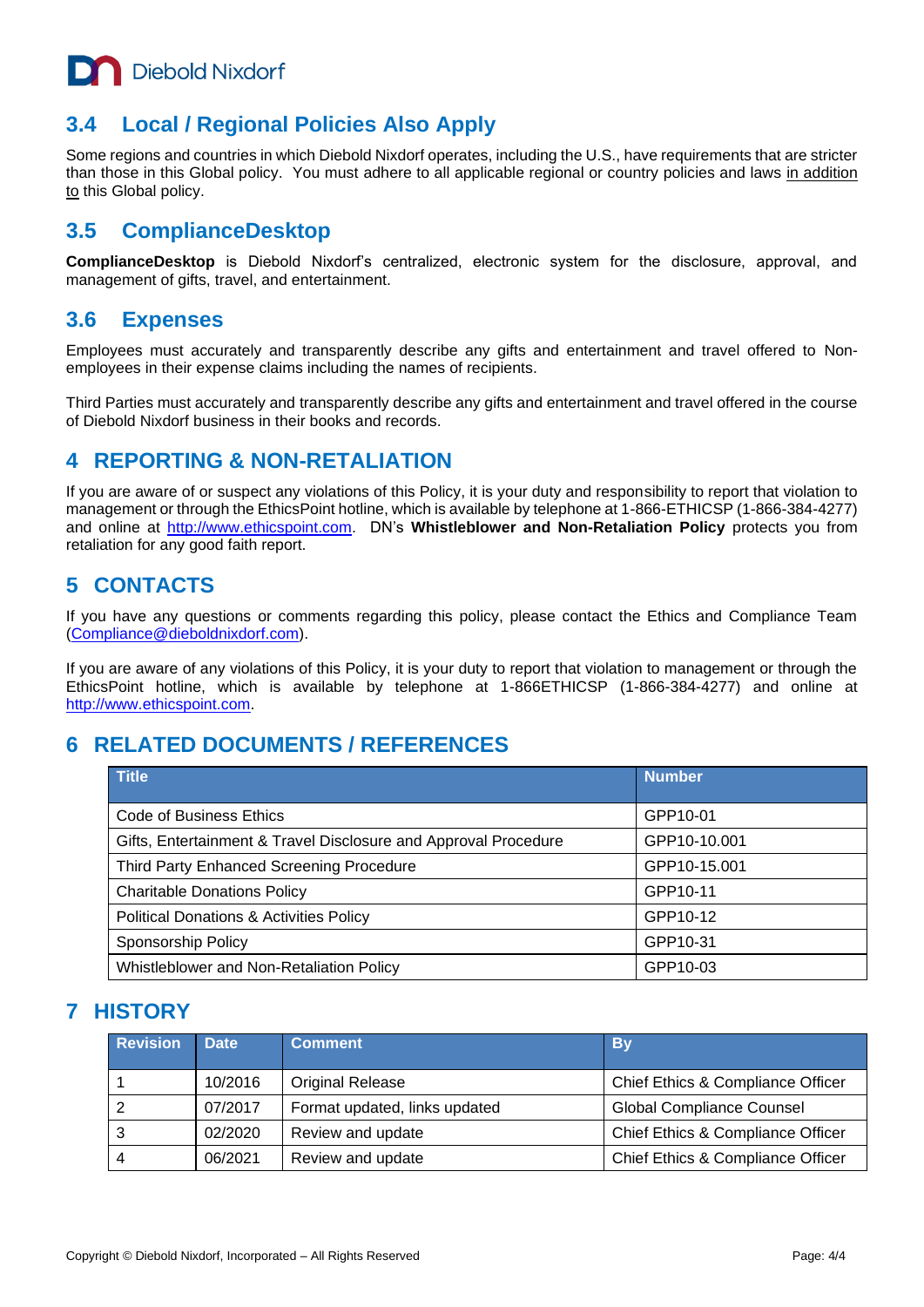## 3.4 Local / Regional Policies Also Apply

Some regions and countries in which Diebold Nixdorf operates, including the U.S., have requirements that are stricter than those in this Global policy. You must adhere to all applicable regional or country policies and laws in addition to this Global policy.

## 3.5 ComplianceDesktop

**ComplianceDesktop** is Diebold Nixdorf's centralized, electronic system for the disclosure, approval, and management of gifts, travel, and entertainment.

## 3.6 Expenses

Employees must accurately and transparently describe any gifts and entertainment and travel offered to Non-employees in their expense claims including the names of recipients.

Third Parties must accurately and transparently describe any gifts and entertainment and travel offered in the course of Diebold Nixdorf business in their books and records.

# 4 REPORTING & NON-RETALIATION

If you are aware of or suspect any violations of this Policy, it is your duty and responsibility to report that violation to management or through the EthicsPoint hotline, which is available by telephone at 1-866-ETHICSP (1-866-384-4277) and online at http://www.ethicspoint.com. DN's **Whistleblower and Non-Retaliation Policy** protects you from retaliation for any good faith report.

# 5 CONTACTS

If you have any questions or comments regarding this policy, please contact the Ethics and Compliance Team (Compliance@dieboldnixdorf.com).

If you are aware of any violations of this Policy, it is your duty to report that violation to management or through the EthicsPoint hotline, which is available by telephone at 1-866ETHICSP (1-866-384-4277) and online at http://www.ethicspoint.com.

# 6 RELATED DOCUMENTS / REFERENCES

| Title | Number |
|---|---|
| Code of Business Ethics | GPP10-01 |
| Gifts, Entertainment & Travel Disclosure and Approval Procedure | GPP10-10.001 |
| Third Party Enhanced Screening Procedure | GPP10-15.001 |
| Charitable Donations Policy | GPP10-11 |
| Political Donations & Activities Policy | GPP10-12 |
| Sponsorship Policy | GPP10-31 |
| Whistleblower and Non-Retaliation Policy | GPP10-03 |

# 7 HISTORY

| Revision | Date | Comment | By |
|---|---|---|---|
| 1 | 10/2016 | Original Release | Chief Ethics & Compliance Officer |
| 2 | 07/2017 | Format updated, links updated | Global Compliance Counsel |
| 3 | 02/2020 | Review and update | Chief Ethics & Compliance Officer |
| 4 | 06/2021 | Review and update | Chief Ethics & Compliance Officer |